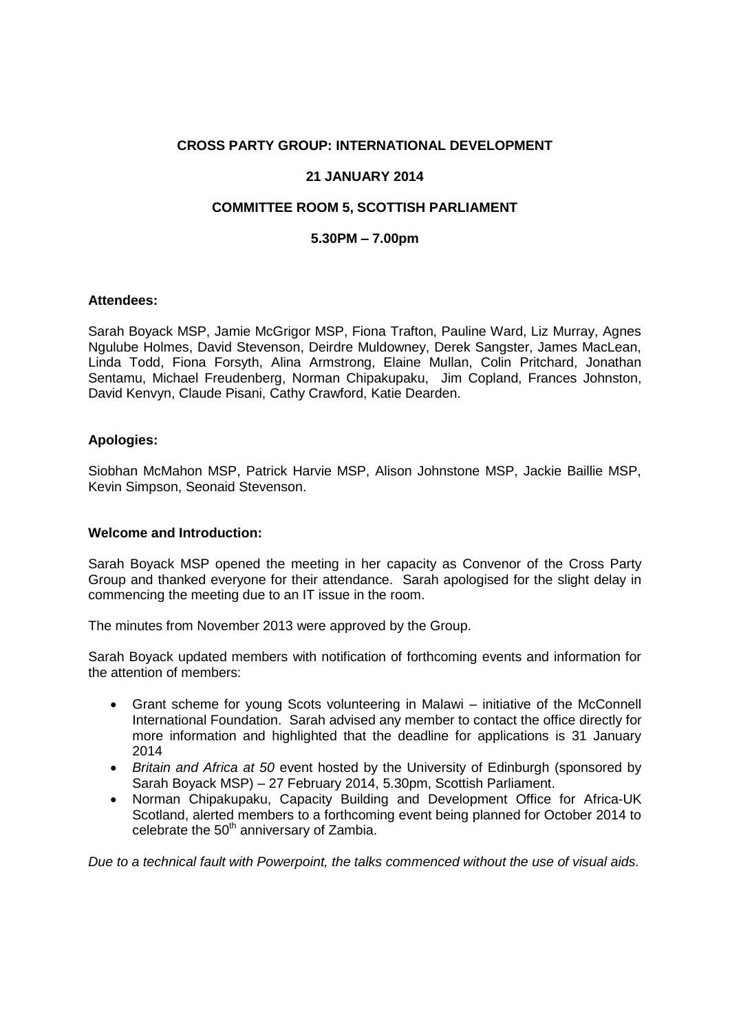**CROSS PARTY GROUP: INTERNATIONAL DEVELOPMENT**

**21 JANUARY 2014**

**COMMITTEE ROOM 5, SCOTTISH PARLIAMENT**

**5.30PM – 7.00pm**

**Attendees:**

Sarah Boyack MSP, Jamie McGrigor MSP, Fiona Trafton, Pauline Ward, Liz Murray, Agnes Ngulube Holmes, David Stevenson, Deirdre Muldowney, Derek Sangster, James MacLean, Linda Todd, Fiona Forsyth, Alina Armstrong, Elaine Mullan, Colin Pritchard, Jonathan Sentamu, Michael Freudenberg, Norman Chipakupaku, Jim Copland, Frances Johnston, David Kenvyn, Claude Pisani, Cathy Crawford, Katie Dearden.

**Apologies:**

Siobhan McMahon MSP, Patrick Harvie MSP, Alison Johnstone MSP, Jackie Baillie MSP, Kevin Simpson, Seonaid Stevenson.

**Welcome and Introduction:**

Sarah Boyack MSP opened the meeting in her capacity as Convenor of the Cross Party Group and thanked everyone for their attendance. Sarah apologised for the slight delay in commencing the meeting due to an IT issue in the room.

The minutes from November 2013 were approved by the Group.

Sarah Boyack updated members with notification of forthcoming events and information for the attention of members:

- Grant scheme for young Scots volunteering in Malawi – initiative of the McConnell International Foundation. Sarah advised any member to contact the office directly for more information and highlighted that the deadline for applications is 31 January 2014
- *Britain and Africa at 50* event hosted by the University of Edinburgh (sponsored by Sarah Boyack MSP) – 27 February 2014, 5.30pm, Scottish Parliament.
- Norman Chipakupaku, Capacity Building and Development Office for Africa-UK Scotland, alerted members to a forthcoming event being planned for October 2014 to celebrate the 50th anniversary of Zambia.

*Due to a technical fault with Powerpoint, the talks commenced without the use of visual aids.*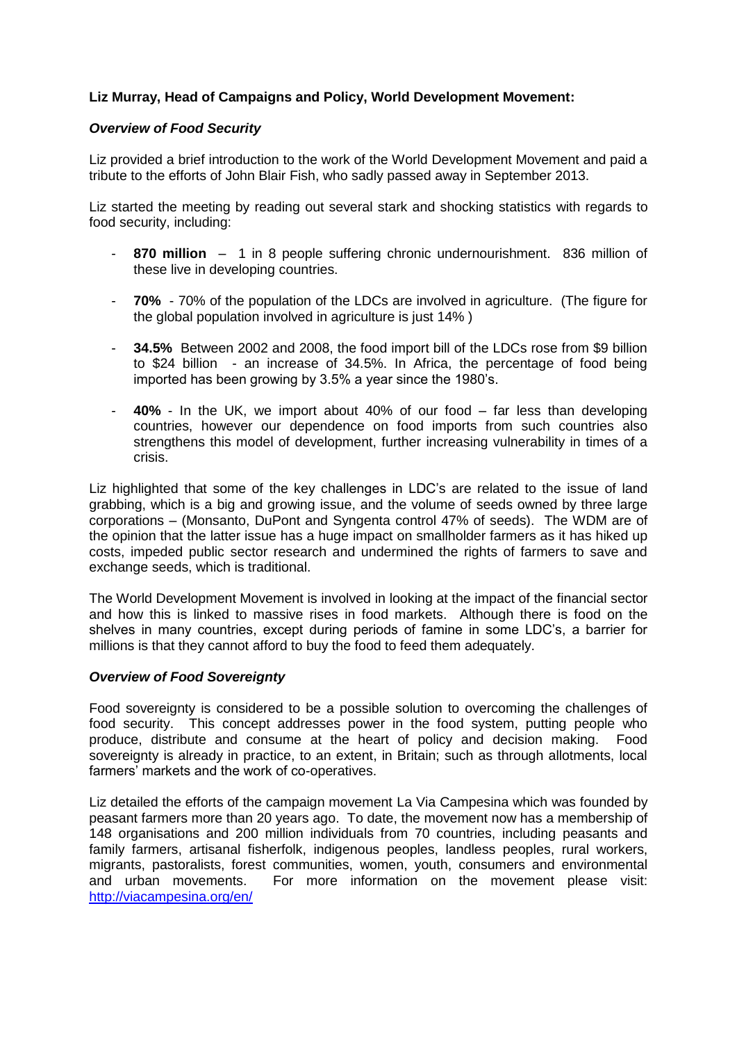**Liz Murray, Head of Campaigns and Policy, World Development Movement:**

***Overview of Food Security***

Liz provided a brief introduction to the work of the World Development Movement and paid a tribute to the efforts of John Blair Fish, who sadly passed away in September 2013.

Liz started the meeting by reading out several stark and shocking statistics with regards to food security, including:

- **870 million** – 1 in 8 people suffering chronic undernourishment. 836 million of these live in developing countries.
- **70%** - 70% of the population of the LDCs are involved in agriculture. (The figure for the global population involved in agriculture is just 14% )
- **34.5%** Between 2002 and 2008, the food import bill of the LDCs rose from $9 billion to $24 billion - an increase of 34.5%. In Africa, the percentage of food being imported has been growing by 3.5% a year since the 1980's.
- **40%** - In the UK, we import about 40% of our food – far less than developing countries, however our dependence on food imports from such countries also strengthens this model of development, further increasing vulnerability in times of a crisis.

Liz highlighted that some of the key challenges in LDC's are related to the issue of land grabbing, which is a big and growing issue, and the volume of seeds owned by three large corporations – (Monsanto, DuPont and Syngenta control 47% of seeds). The WDM are of the opinion that the latter issue has a huge impact on smallholder farmers as it has hiked up costs, impeded public sector research and undermined the rights of farmers to save and exchange seeds, which is traditional.

The World Development Movement is involved in looking at the impact of the financial sector and how this is linked to massive rises in food markets. Although there is food on the shelves in many countries, except during periods of famine in some LDC's, a barrier for millions is that they cannot afford to buy the food to feed them adequately.

***Overview of Food Sovereignty***

Food sovereignty is considered to be a possible solution to overcoming the challenges of food security. This concept addresses power in the food system, putting people who produce, distribute and consume at the heart of policy and decision making. Food sovereignty is already in practice, to an extent, in Britain; such as through allotments, local farmers' markets and the work of co-operatives.

Liz detailed the efforts of the campaign movement La Via Campesina which was founded by peasant farmers more than 20 years ago. To date, the movement now has a membership of 148 organisations and 200 million individuals from 70 countries, including peasants and family farmers, artisanal fisherfolk, indigenous peoples, landless peoples, rural workers, migrants, pastoralists, forest communities, women, youth, consumers and environmental and urban movements. For more information on the movement please visit: http://viacampesina.org/en/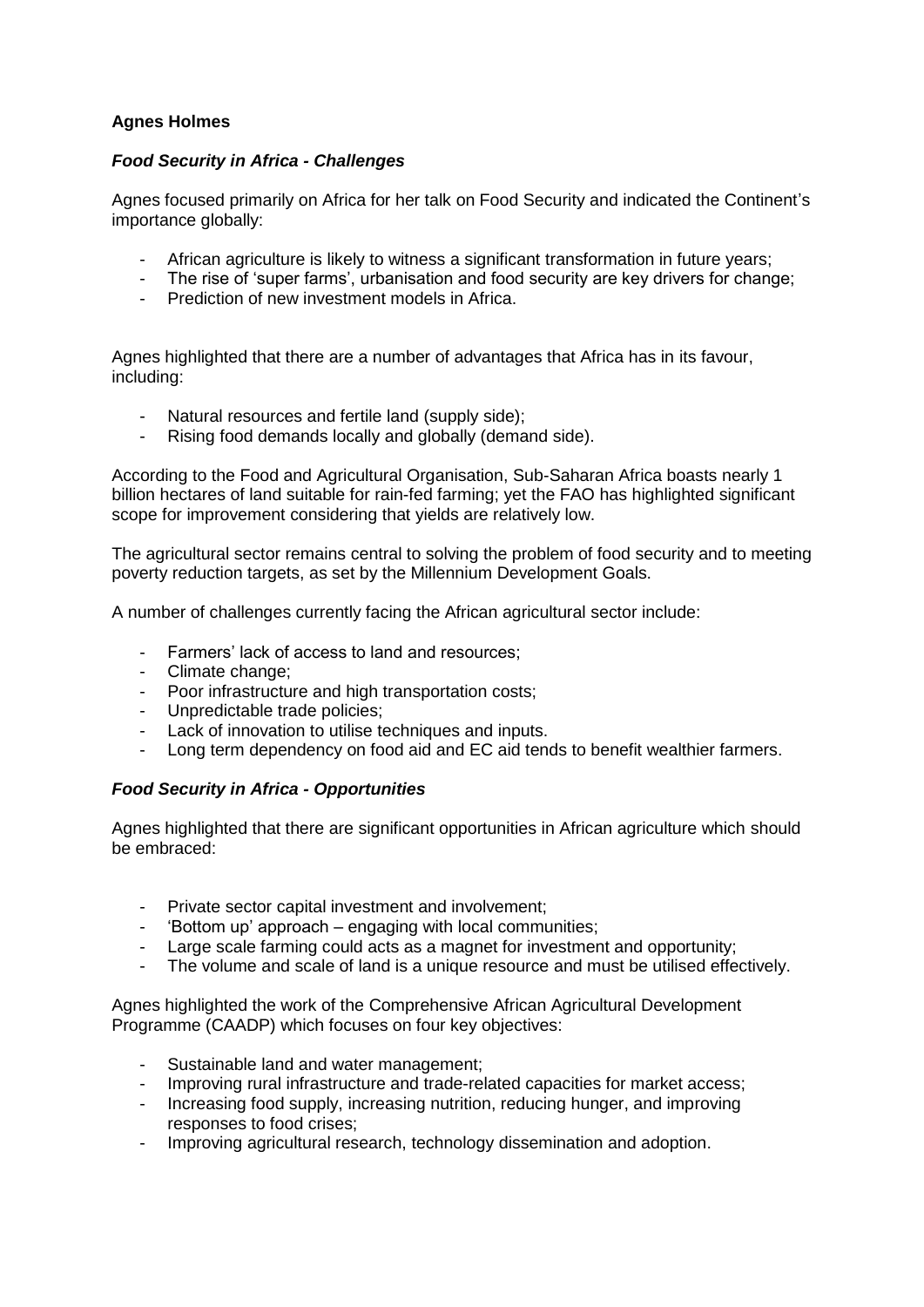**Agnes Holmes**

***Food Security in Africa - Challenges***

Agnes focused primarily on Africa for her talk on Food Security and indicated the Continent's importance globally:

- African agriculture is likely to witness a significant transformation in future years;
- The rise of 'super farms', urbanisation and food security are key drivers for change;
- Prediction of new investment models in Africa.

Agnes highlighted that there are a number of advantages that Africa has in its favour, including:

- Natural resources and fertile land (supply side);
- Rising food demands locally and globally (demand side).

According to the Food and Agricultural Organisation, Sub-Saharan Africa boasts nearly 1 billion hectares of land suitable for rain-fed farming; yet the FAO has highlighted significant scope for improvement considering that yields are relatively low.

The agricultural sector remains central to solving the problem of food security and to meeting poverty reduction targets, as set by the Millennium Development Goals.

A number of challenges currently facing the African agricultural sector include:

- Farmers' lack of access to land and resources;
- Climate change;
- Poor infrastructure and high transportation costs;
- Unpredictable trade policies;
- Lack of innovation to utilise techniques and inputs.
- Long term dependency on food aid and EC aid tends to benefit wealthier farmers.

***Food Security in Africa - Opportunities***

Agnes highlighted that there are significant opportunities in African agriculture which should be embraced:

- Private sector capital investment and involvement;
- 'Bottom up' approach – engaging with local communities;
- Large scale farming could acts as a magnet for investment and opportunity;
- The volume and scale of land is a unique resource and must be utilised effectively.

Agnes highlighted the work of the Comprehensive African Agricultural Development Programme (CAADP) which focuses on four key objectives:

- Sustainable land and water management;
- Improving rural infrastructure and trade-related capacities for market access;
- Increasing food supply, increasing nutrition, reducing hunger, and improving responses to food crises;
- Improving agricultural research, technology dissemination and adoption.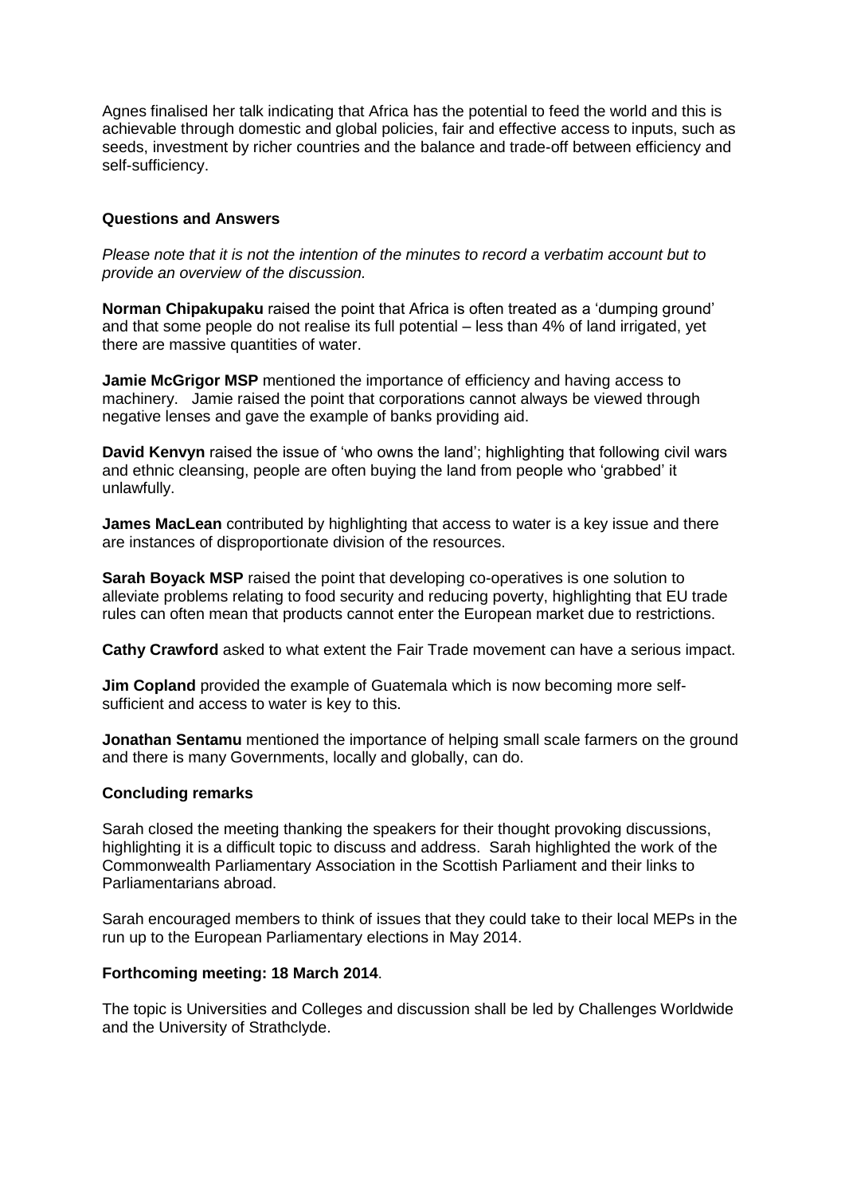Agnes finalised her talk indicating that Africa has the potential to feed the world and this is achievable through domestic and global policies, fair and effective access to inputs, such as seeds, investment by richer countries and the balance and trade-off between efficiency and self-sufficiency.

**Questions and Answers**

*Please note that it is not the intention of the minutes to record a verbatim account but to provide an overview of the discussion.*

**Norman Chipakupaku** raised the point that Africa is often treated as a 'dumping ground' and that some people do not realise its full potential – less than 4% of land irrigated, yet there are massive quantities of water.

**Jamie McGrigor MSP** mentioned the importance of efficiency and having access to machinery. Jamie raised the point that corporations cannot always be viewed through negative lenses and gave the example of banks providing aid.

**David Kenvyn** raised the issue of 'who owns the land'; highlighting that following civil wars and ethnic cleansing, people are often buying the land from people who 'grabbed' it unlawfully.

**James MacLean** contributed by highlighting that access to water is a key issue and there are instances of disproportionate division of the resources.

**Sarah Boyack MSP** raised the point that developing co-operatives is one solution to alleviate problems relating to food security and reducing poverty, highlighting that EU trade rules can often mean that products cannot enter the European market due to restrictions.

**Cathy Crawford** asked to what extent the Fair Trade movement can have a serious impact.

**Jim Copland** provided the example of Guatemala which is now becoming more self-sufficient and access to water is key to this.

**Jonathan Sentamu** mentioned the importance of helping small scale farmers on the ground and there is many Governments, locally and globally, can do.

**Concluding remarks**

Sarah closed the meeting thanking the speakers for their thought provoking discussions, highlighting it is a difficult topic to discuss and address. Sarah highlighted the work of the Commonwealth Parliamentary Association in the Scottish Parliament and their links to Parliamentarians abroad.

Sarah encouraged members to think of issues that they could take to their local MEPs in the run up to the European Parliamentary elections in May 2014.

**Forthcoming meeting: 18 March 2014**.

The topic is Universities and Colleges and discussion shall be led by Challenges Worldwide and the University of Strathclyde.